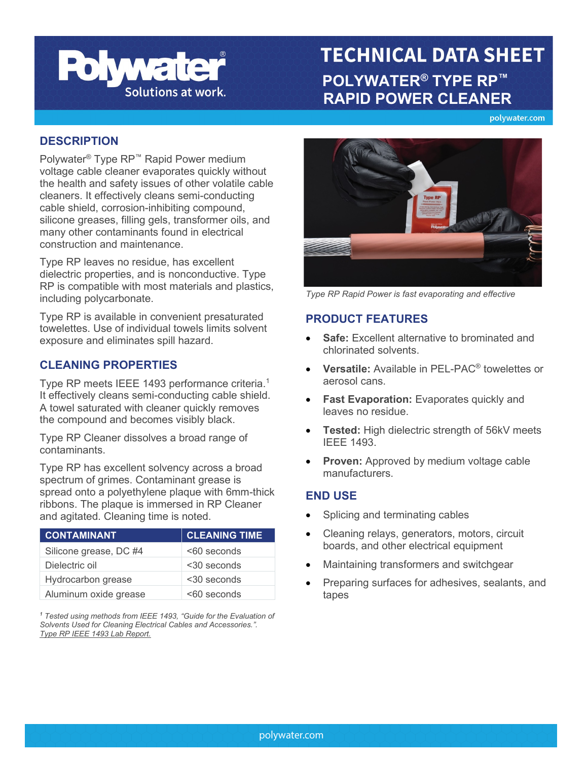# TECHNICAL DATA SHEET

## POLYWATER® TYPE RP™ RAPID POWER CLEANER

## DESCRIPTION

Polywater® Type RP™ Rapid Power medium voltage cable cleaner evaporates quickly without the health and safety issues of other volatile cable cleaners. It effectively cleans semi-conducting cable shield, corrosion-inhibiting compound, silicone greases, filling gels, transformer oils, and many other contaminants found in electrical construction and maintenance.

Type RP leaves no residue, has excellent dielectric properties, and is nonconductive. Type RP is compatible with most materials and plastics, including polycarbonate.

Type RP is available in convenient presaturated towelettes. Use of individual towels limits solvent exposure and eliminates spill hazard.

## CLEANING PROPERTIES

Type RP meets IEEE 1493 performance criteria.[1] It effectively cleans semi-conducting cable shield. A towel saturated with cleaner quickly removes the compound and becomes visibly black.

Type RP Cleaner dissolves a broad range of contaminants.

Type RP has excellent solvency across a broad spectrum of grimes. Contaminant grease is spread onto a polyethylene plaque with 6mm-thick ribbons. The plaque is immersed in RP Cleaner and agitated. Cleaning time is noted.

| CONTAMINANT | CLEANING TIME |
|---|---|
| Silicone grease, DC #4 | <60 seconds |
| Dielectric oil | <30 seconds |
| Hydrocarbon grease | <30 seconds |
| Aluminum oxide grease | <60 seconds |

*[1] Tested using methods from IEEE 1493, "Guide for the Evaluation of Solvents Used for Cleaning Electrical Cables and Accessories.". Type RP IEEE 1493 Lab Report.*

*Type RP Rapid Power is fast evaporating and effective*

## PRODUCT FEATURES

- **Safe:** Excellent alternative to brominated and chlorinated solvents.
- **Versatile:** Available in PEL-PAC® towelettes or aerosol cans.
- **Fast Evaporation:** Evaporates quickly and leaves no residue.
- **Tested:** High dielectric strength of 56kV meets IEEE 1493.
- **Proven:** Approved by medium voltage cable manufacturers.

## END USE

- Splicing and terminating cables
- Cleaning relays, generators, motors, circuit boards, and other electrical equipment
- Maintaining transformers and switchgear
- Preparing surfaces for adhesives, sealants, and tapes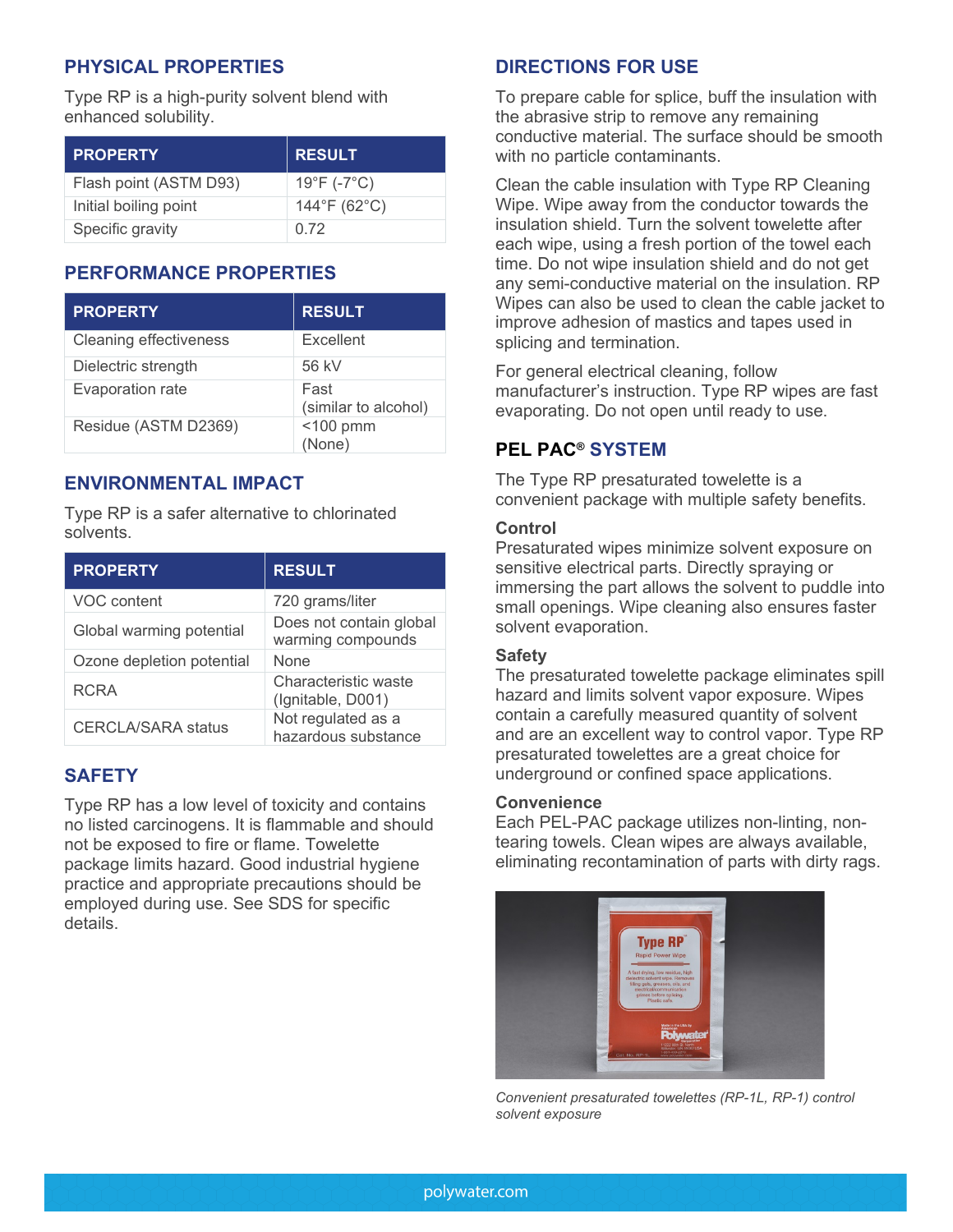## PHYSICAL PROPERTIES

Type RP is a high-purity solvent blend with enhanced solubility.

| PROPERTY | RESULT |
|---|---|
| Flash point (ASTM D93) | 19°F (-7°C) |
| Initial boiling point | 144°F (62°C) |
| Specific gravity | 0.72 |

## PERFORMANCE PROPERTIES

| PROPERTY | RESULT |
|---|---|
| Cleaning effectiveness | Excellent |
| Dielectric strength | 56 kV |
| Evaporation rate | Fast (similar to alcohol) |
| Residue (ASTM D2369) | <100 pmm (None) |

## ENVIRONMENTAL IMPACT

Type RP is a safer alternative to chlorinated solvents.

| PROPERTY | RESULT |
|---|---|
| VOC content | 720 grams/liter |
| Global warming potential | Does not contain global warming compounds |
| Ozone depletion potential | None |
| RCRA | Characteristic waste (Ignitable, D001) |
| CERCLA/SARA status | Not regulated as a hazardous substance |

## SAFETY

Type RP has a low level of toxicity and contains no listed carcinogens. It is flammable and should not be exposed to fire or flame. Towelette package limits hazard. Good industrial hygiene practice and appropriate precautions should be employed during use. See SDS for specific details.

## DIRECTIONS FOR USE

To prepare cable for splice, buff the insulation with the abrasive strip to remove any remaining conductive material. The surface should be smooth with no particle contaminants.

Clean the cable insulation with Type RP Cleaning Wipe. Wipe away from the conductor towards the insulation shield. Turn the solvent towelette after each wipe, using a fresh portion of the towel each time. Do not wipe insulation shield and do not get any semi-conductive material on the insulation. RP Wipes can also be used to clean the cable jacket to improve adhesion of mastics and tapes used in splicing and termination.

For general electrical cleaning, follow manufacturer's instruction. Type RP wipes are fast evaporating. Do not open until ready to use.

## PEL PAC® SYSTEM

The Type RP presaturated towelette is a convenient package with multiple safety benefits.

### Control

Presaturated wipes minimize solvent exposure on sensitive electrical parts. Directly spraying or immersing the part allows the solvent to puddle into small openings. Wipe cleaning also ensures faster solvent evaporation.

### Safety

The presaturated towelette package eliminates spill hazard and limits solvent vapor exposure. Wipes contain a carefully measured quantity of solvent and are an excellent way to control vapor. Type RP presaturated towelettes are a great choice for underground or confined space applications.

### Convenience

Each PEL-PAC package utilizes non-linting, non-tearing towels. Clean wipes are always available, eliminating recontamination of parts with dirty rags.

*Convenient presaturated towelettes (RP-1L, RP-1) control solvent exposure*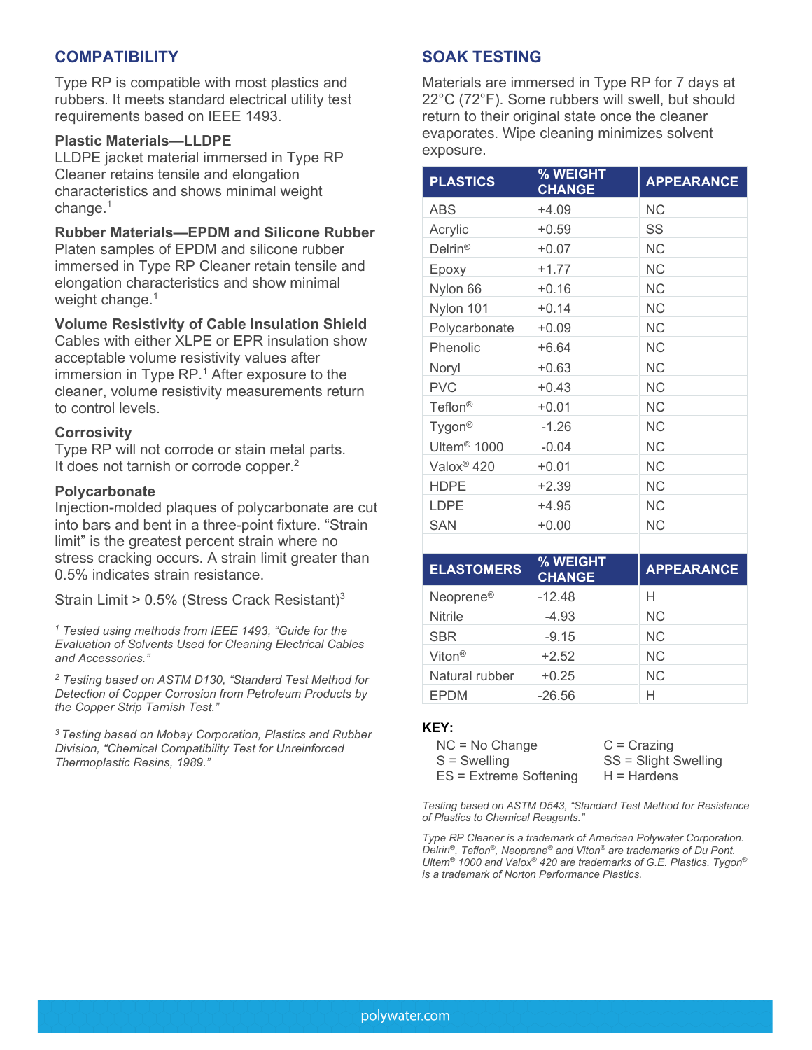## COMPATIBILITY

Type RP is compatible with most plastics and rubbers. It meets standard electrical utility test requirements based on IEEE 1493.

**Plastic Materials—LLDPE**
LLDPE jacket material immersed in Type RP Cleaner retains tensile and elongation characteristics and shows minimal weight change.[1]

**Rubber Materials—EPDM and Silicone Rubber**
Platen samples of EPDM and silicone rubber immersed in Type RP Cleaner retain tensile and elongation characteristics and show minimal weight change.[1]

**Volume Resistivity of Cable Insulation Shield**
Cables with either XLPE or EPR insulation show acceptable volume resistivity values after immersion in Type RP.[1] After exposure to the cleaner, volume resistivity measurements return to control levels.

**Corrosivity**
Type RP will not corrode or stain metal parts. It does not tarnish or corrode copper.[2]

**Polycarbonate**
Injection-molded plaques of polycarbonate are cut into bars and bent in a three-point fixture. "Strain limit" is the greatest percent strain where no stress cracking occurs. A strain limit greater than 0.5% indicates strain resistance.

Strain Limit > 0.5% (Stress Crack Resistant)[3]

*[1] Tested using methods from IEEE 1493, "Guide for the Evaluation of Solvents Used for Cleaning Electrical Cables and Accessories."*

*[2] Testing based on ASTM D130, "Standard Test Method for Detection of Copper Corrosion from Petroleum Products by the Copper Strip Tarnish Test."*

*[3] Testing based on Mobay Corporation, Plastics and Rubber Division, "Chemical Compatibility Test for Unreinforced Thermoplastic Resins, 1989."*

## SOAK TESTING

Materials are immersed in Type RP for 7 days at 22°C (72°F). Some rubbers will swell, but should return to their original state once the cleaner evaporates. Wipe cleaning minimizes solvent exposure.

| PLASTICS | % WEIGHT CHANGE | APPEARANCE |
|---|---|---|
| ABS | +4.09 | NC |
| Acrylic | +0.59 | SS |
| Delrin® | +0.07 | NC |
| Epoxy | +1.77 | NC |
| Nylon 66 | +0.16 | NC |
| Nylon 101 | +0.14 | NC |
| Polycarbonate | +0.09 | NC |
| Phenolic | +6.64 | NC |
| Noryl | +0.63 | NC |
| PVC | +0.43 | NC |
| Teflon® | +0.01 | NC |
| Tygon® | -1.26 | NC |
| Ultem® 1000 | -0.04 | NC |
| Valox® 420 | +0.01 | NC |
| HDPE | +2.39 | NC |
| LDPE | +4.95 | NC |
| SAN | +0.00 | NC |

| ELASTOMERS | % WEIGHT CHANGE | APPEARANCE |
|---|---|---|
| Neoprene® | -12.48 | H |
| Nitrile | -4.93 | NC |
| SBR | -9.15 | NC |
| Viton® | +2.52 | NC |
| Natural rubber | +0.25 | NC |
| EPDM | -26.56 | H |

**KEY:**

- NC = No Change
- S = Swelling
- ES = Extreme Softening
- C = Crazing
- SS = Slight Swelling
- H = Hardens

*Testing based on ASTM D543, "Standard Test Method for Resistance of Plastics to Chemical Reagents."*

*Type RP Cleaner is a trademark of American Polywater Corporation. Delrin®, Teflon®, Neoprene® and Viton® are trademarks of Du Pont. Ultem® 1000 and Valox® 420 are trademarks of G.E. Plastics. Tygon® is a trademark of Norton Performance Plastics.*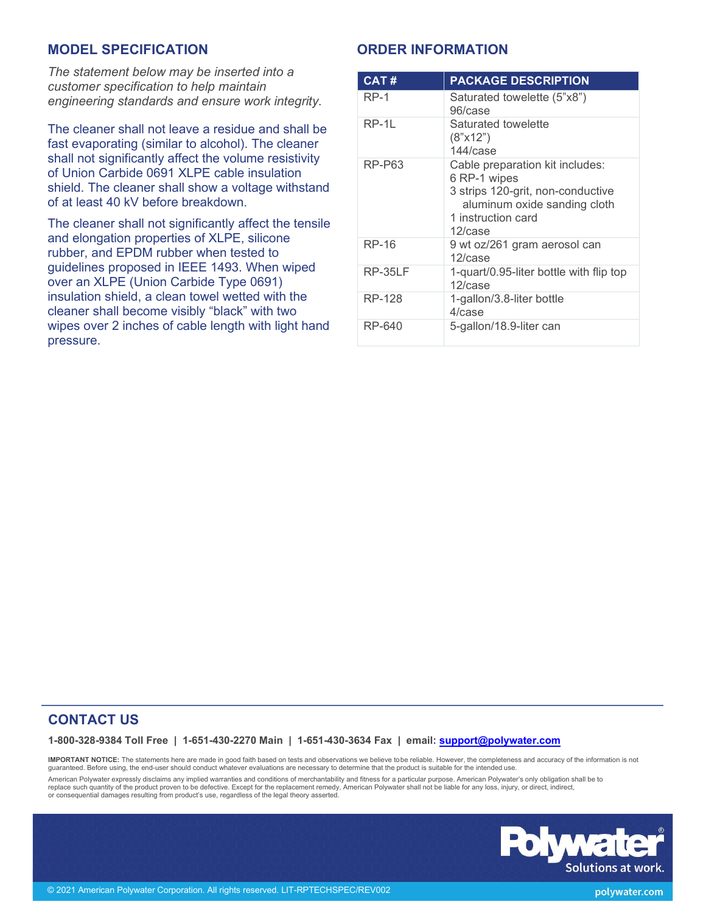## MODEL SPECIFICATION

*The statement below may be inserted into a customer specification to help maintain engineering standards and ensure work integrity.*

The cleaner shall not leave a residue and shall be fast evaporating (similar to alcohol). The cleaner shall not significantly affect the volume resistivity of Union Carbide 0691 XLPE cable insulation shield. The cleaner shall show a voltage withstand of at least 40 kV before breakdown.

The cleaner shall not significantly affect the tensile and elongation properties of XLPE, silicone rubber, and EPDM rubber when tested to guidelines proposed in IEEE 1493. When wiped over an XLPE (Union Carbide Type 0691) insulation shield, a clean towel wetted with the cleaner shall become visibly "black" with two wipes over 2 inches of cable length with light hand pressure.

## ORDER INFORMATION

| CAT # | PACKAGE DESCRIPTION |
|---|---|
| RP-1 | Saturated towelette (5"x8")<br>96/case |
| RP-1L | Saturated towelette<br>(8"x12")<br>144/case |
| RP-P63 | Cable preparation kit includes:<br>6 RP-1 wipes<br>3 strips 120-grit, non-conductive aluminum oxide sanding cloth<br>1 instruction card<br>12/case |
| RP-16 | 9 wt oz/261 gram aerosol can<br>12/case |
| RP-35LF | 1-quart/0.95-liter bottle with flip top<br>12/case |
| RP-128 | 1-gallon/3.8-liter bottle<br>4/case |
| RP-640 | 5-gallon/18.9-liter can |

## CONTACT US

**1-800-328-9384 Toll Free | 1-651-430-2270 Main | 1-651-430-3634 Fax | email: support@polywater.com**

**IMPORTANT NOTICE:** The statements here are made in good faith based on tests and observations we believe to be reliable. However, the completeness and accuracy of the information is not guaranteed. Before using, the end-user should conduct whatever evaluations are necessary to determine that the product is suitable for the intended use.

American Polywater expressly disclaims any implied warranties and conditions of merchantability and fitness for a particular purpose. American Polywater's only obligation shall be to replace such quantity of the product proven to be defective. Except for the replacement remedy, American Polywater shall not be liable for any loss, injury, or direct, indirect, or consequential damages resulting from product's use, regardless of the legal theory asserted.

Polywater® Solutions at work.

© 2021 American Polywater Corporation. All rights reserved. LIT-RPTECHSPEC/REV002

polywater.com